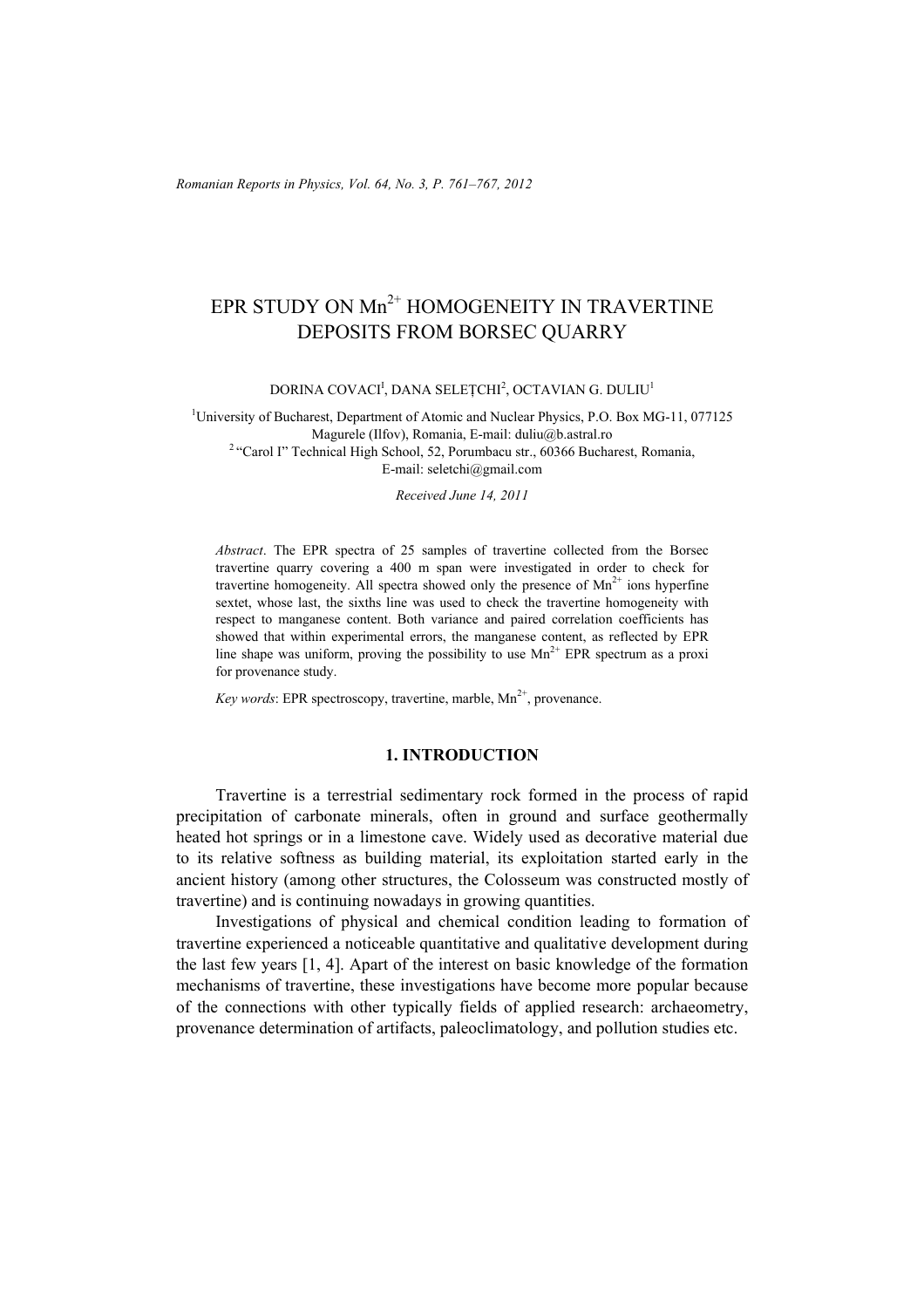# EPR STUDY ON $Mn^{2+}$ HOMOGENEITY IN TRAVERTINE DEPOSITS FROM BORSEC QUARRY

DORINA COVACI[1], DANA SELEȚCHI[2], OCTAVIAN G. DULIU[1]

[1]University of Bucharest, Department of Atomic and Nuclear Physics, P.O. Box MG-11, 077125 Magurele (Ilfov), Romania, E-mail: duliu@b.astral.ro

[2] "Carol I" Technical High School, 52, Porumbacu str., 60366 Bucharest, Romania, E-mail: seletchi@gmail.com

*Received June 14, 2011*

*Abstract*. The EPR spectra of 25 samples of travertine collected from the Borsec travertine quarry covering a 400 m span were investigated in order to check for travertine homogeneity. All spectra showed only the presence of $Mn^{2+}$ ions hyperfine sextet, whose last, the sixths line was used to check the travertine homogeneity with respect to manganese content. Both variance and paired correlation coefficients has showed that within experimental errors, the manganese content, as reflected by EPR line shape was uniform, proving the possibility to use $Mn^{2+}$ EPR spectrum as a proxi for provenance study.

*Key words*: EPR spectroscopy, travertine, marble, $Mn^{2+}$, provenance.

## 1. INTRODUCTION

Travertine is a terrestrial sedimentary rock formed in the process of rapid precipitation of carbonate minerals, often in ground and surface geothermally heated hot springs or in a limestone cave. Widely used as decorative material due to its relative softness as building material, its exploitation started early in the ancient history (among other structures, the Colosseum was constructed mostly of travertine) and is continuing nowadays in growing quantities.

Investigations of physical and chemical condition leading to formation of travertine experienced a noticeable quantitative and qualitative development during the last few years [1, 4]. Apart of the interest on basic knowledge of the formation mechanisms of travertine, these investigations have become more popular because of the connections with other typically fields of applied research: archaeometry, provenance determination of artifacts, paleoclimatology, and pollution studies etc.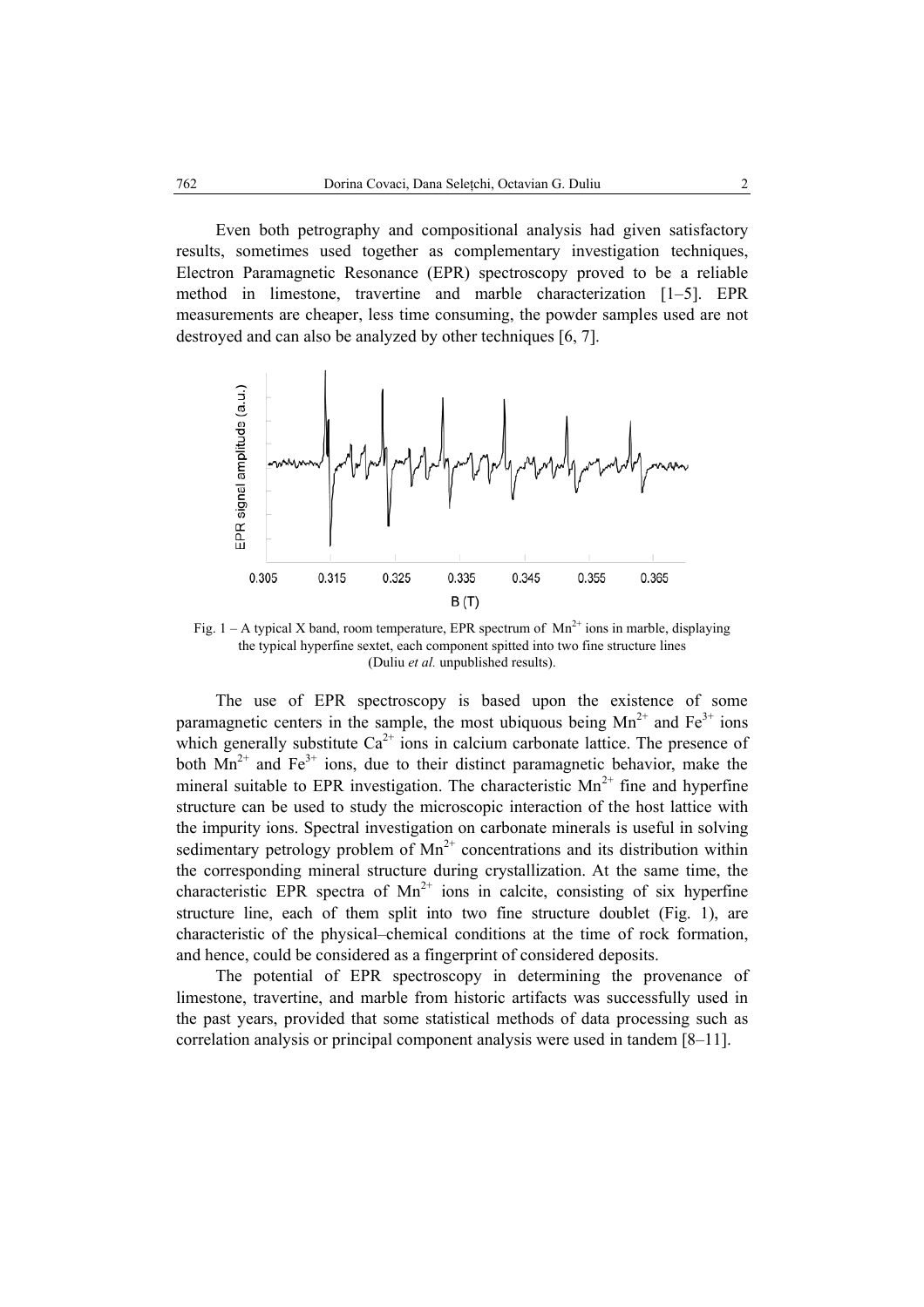Even both petrography and compositional analysis had given satisfactory results, sometimes used together as complementary investigation techniques, Electron Paramagnetic Resonance (EPR) spectroscopy proved to be a reliable method in limestone, travertine and marble characterization [1–5]. EPR measurements are cheaper, less time consuming, the powder samples used are not destroyed and can also be analyzed by other techniques [6, 7].

Fig. 1 – A typical X band, room temperature, EPR spectrum of $Mn^{2+}$ ions in marble, displaying the typical hyperfine sextet, each component spitted into two fine structure lines (Duliu *et al.* unpublished results).

The use of EPR spectroscopy is based upon the existence of some paramagnetic centers in the sample, the most ubiquous being $Mn^{2+}$ and $Fe^{3+}$ ions which generally substitute $Ca^{2+}$ ions in calcium carbonate lattice. The presence of both $Mn^{2+}$ and $Fe^{3+}$ ions, due to their distinct paramagnetic behavior, make the mineral suitable to EPR investigation. The characteristic $Mn^{2+}$ fine and hyperfine structure can be used to study the microscopic interaction of the host lattice with the impurity ions. Spectral investigation on carbonate minerals is useful in solving sedimentary petrology problem of $Mn^{2+}$ concentrations and its distribution within the corresponding mineral structure during crystallization. At the same time, the characteristic EPR spectra of $Mn^{2+}$ ions in calcite, consisting of six hyperfine structure line, each of them split into two fine structure doublet (Fig. 1), are characteristic of the physical–chemical conditions at the time of rock formation, and hence, could be considered as a fingerprint of considered deposits.

The potential of EPR spectroscopy in determining the provenance of limestone, travertine, and marble from historic artifacts was successfully used in the past years, provided that some statistical methods of data processing such as correlation analysis or principal component analysis were used in tandem [8–11].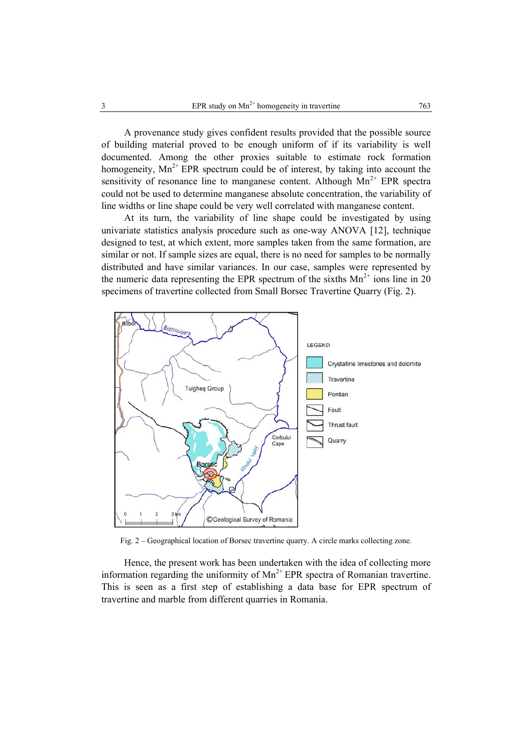A provenance study gives confident results provided that the possible source of building material proved to be enough uniform of if its variability is well documented. Among the other proxies suitable to estimate rock formation homogeneity, $Mn^{2+}$ EPR spectrum could be of interest, by taking into account the sensitivity of resonance line to manganese content. Although $Mn^{2+}$ EPR spectra could not be used to determine manganese absolute concentration, the variability of line widths or line shape could be very well correlated with manganese content.

At its turn, the variability of line shape could be investigated by using univariate statistics analysis procedure such as one-way ANOVA [12], technique designed to test, at which extent, more samples taken from the same formation, are similar or not. If sample sizes are equal, there is no need for samples to be normally distributed and have similar variances. In our case, samples were represented by the numeric data representing the EPR spectrum of the sixths $Mn^{2+}$ ions line in 20 specimens of travertine collected from Small Borsec Travertine Quarry (Fig. 2).

Fig. 2 – Geographical location of Borsec travertine quarry. A circle marks collecting zone.

Hence, the present work has been undertaken with the idea of collecting more information regarding the uniformity of $Mn^{2+}$ EPR spectra of Romanian travertine. This is seen as a first step of establishing a data base for EPR spectrum of travertine and marble from different quarries in Romania.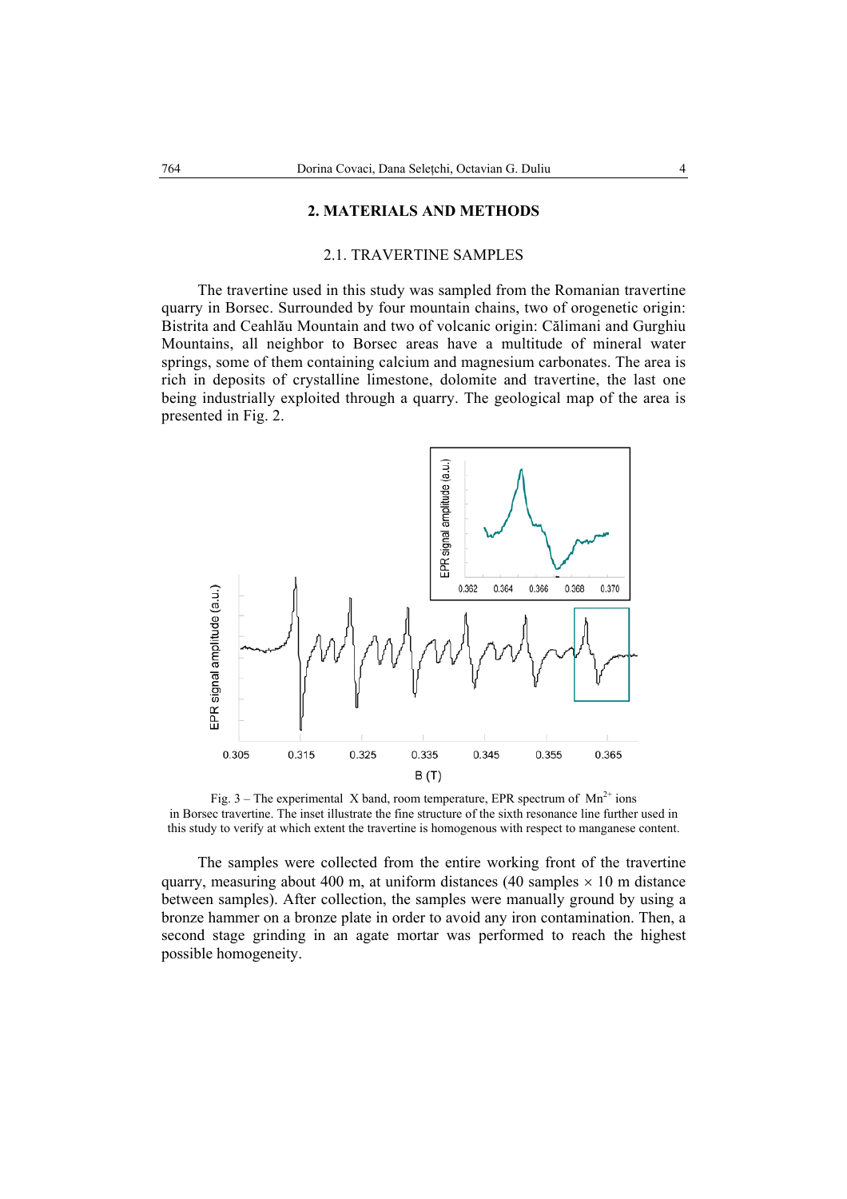## 2. MATERIALS AND METHODS

### 2.1. TRAVERTINE SAMPLES

The travertine used in this study was sampled from the Romanian travertine quarry in Borsec. Surrounded by four mountain chains, two of orogenetic origin: Bistrita and Ceahlău Mountain and two of volcanic origin: Călimani and Gurghiu Mountains, all neighbor to Borsec areas have a multitude of mineral water springs, some of them containing calcium and magnesium carbonates. The area is rich in deposits of crystalline limestone, dolomite and travertine, the last one being industrially exploited through a quarry. The geological map of the area is presented in Fig. 2.

Fig. 3 – The experimental X band, room temperature, EPR spectrum of $Mn^{2+}$ ions in Borsec travertine. The inset illustrate the fine structure of the sixth resonance line further used in this study to verify at which extent the travertine is homogenous with respect to manganese content.

The samples were collected from the entire working front of the travertine quarry, measuring about 400 m, at uniform distances (40 samples × 10 m distance between samples). After collection, the samples were manually ground by using a bronze hammer on a bronze plate in order to avoid any iron contamination. Then, a second stage grinding in an agate mortar was performed to reach the highest possible homogeneity.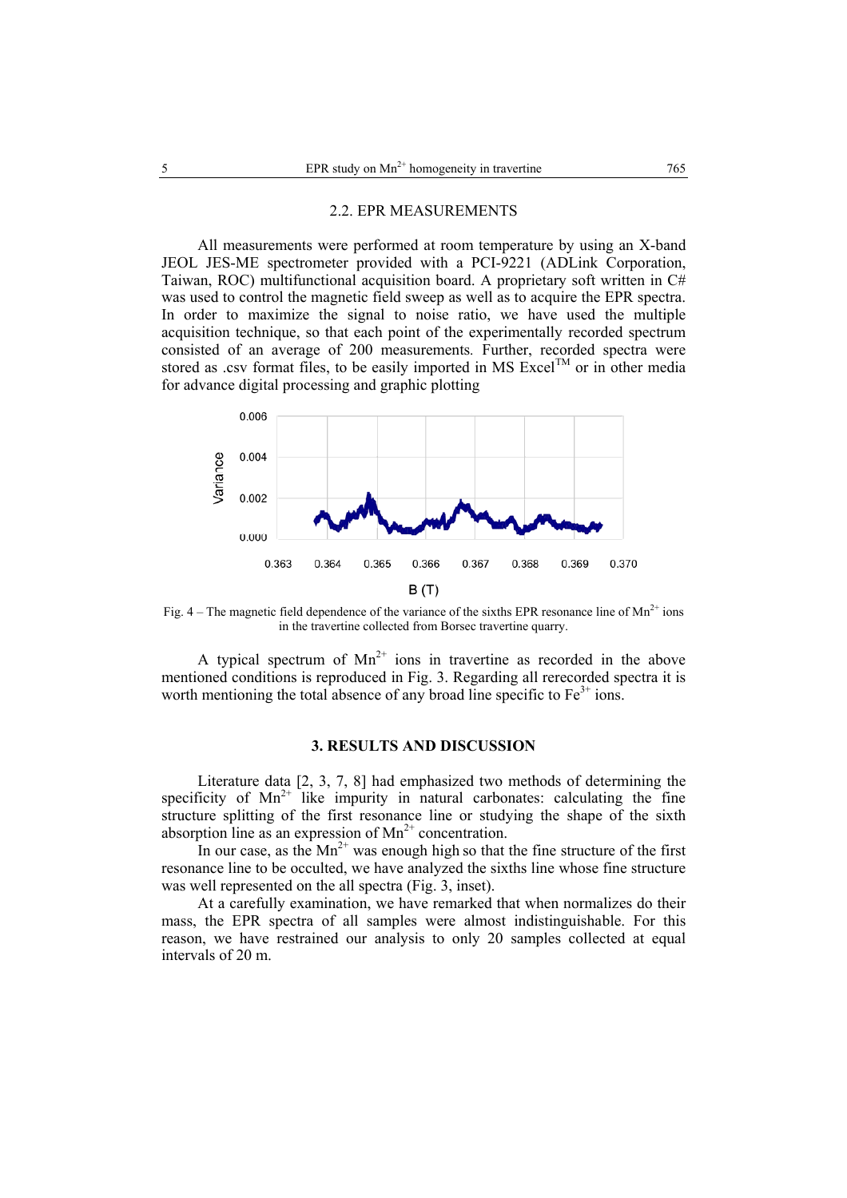## 2.2. EPR MEASUREMENTS

All measurements were performed at room temperature by using an X-band JEOL JES-ME spectrometer provided with a PCI-9221 (ADLink Corporation, Taiwan, ROC) multifunctional acquisition board. A proprietary soft written in C# was used to control the magnetic field sweep as well as to acquire the EPR spectra. In order to maximize the signal to noise ratio, we have used the multiple acquisition technique, so that each point of the experimentally recorded spectrum consisted of an average of 200 measurements. Further, recorded spectra were stored as .csv format files, to be easily imported in MS Excel™ or in other media for advance digital processing and graphic plotting

Fig. 4 – The magnetic field dependence of the variance of the sixths EPR resonance line of $Mn^{2+}$ ions in the travertine collected from Borsec travertine quarry.

A typical spectrum of $Mn^{2+}$ ions in travertine as recorded in the above mentioned conditions is reproduced in Fig. 3. Regarding all rerecorded spectra it is worth mentioning the total absence of any broad line specific to $Fe^{3+}$ ions.

## 3. RESULTS AND DISCUSSION

Literature data [2, 3, 7, 8] had emphasized two methods of determining the specificity of $Mn^{2+}$ like impurity in natural carbonates: calculating the fine structure splitting of the first resonance line or studying the shape of the sixth absorption line as an expression of $Mn^{2+}$ concentration.

In our case, as the $Mn^{2+}$ was enough high so that the fine structure of the first resonance line to be occulted, we have analyzed the sixths line whose fine structure was well represented on the all spectra (Fig. 3, inset).

At a carefully examination, we have remarked that when normalizes do their mass, the EPR spectra of all samples were almost indistinguishable. For this reason, we have restrained our analysis to only 20 samples collected at equal intervals of 20 m.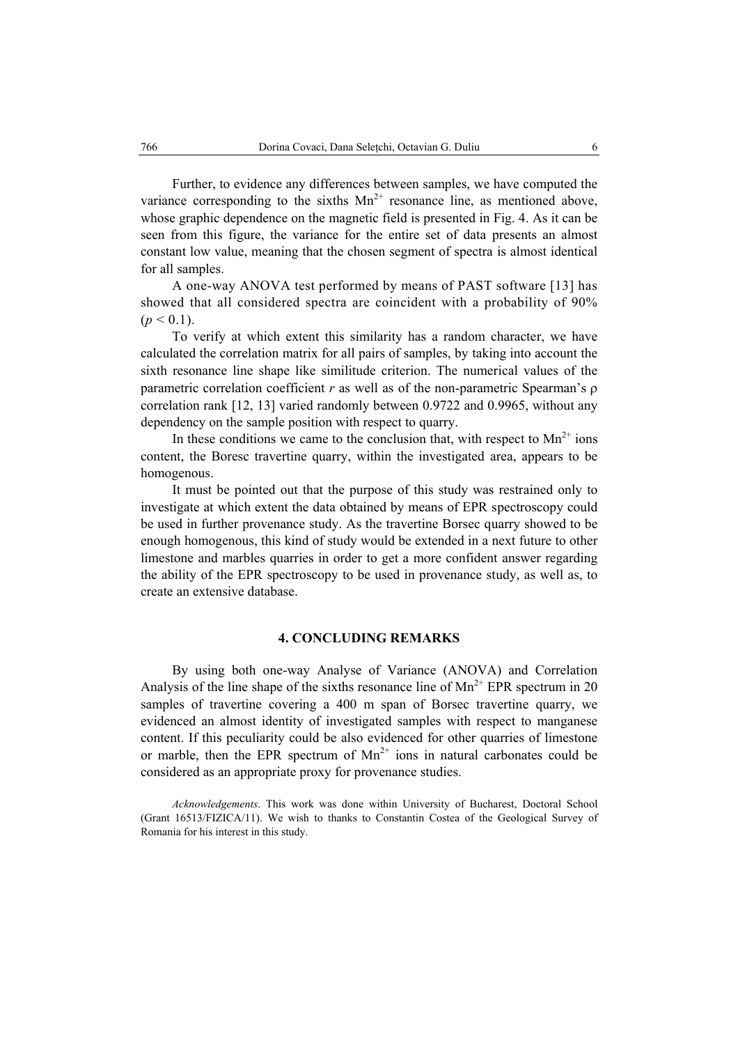Further, to evidence any differences between samples, we have computed the variance corresponding to the sixths $Mn^{2+}$ resonance line, as mentioned above, whose graphic dependence on the magnetic field is presented in Fig. 4. As it can be seen from this figure, the variance for the entire set of data presents an almost constant low value, meaning that the chosen segment of spectra is almost identical for all samples.

A one-way ANOVA test performed by means of PAST software [13] has showed that all considered spectra are coincident with a probability of 90% ($p < 0.1$).

To verify at which extent this similarity has a random character, we have calculated the correlation matrix for all pairs of samples, by taking into account the sixth resonance line shape like similitude criterion. The numerical values of the parametric correlation coefficient $r$ as well as of the non-parametric Spearman's $\rho$ correlation rank [12, 13] varied randomly between 0.9722 and 0.9965, without any dependency on the sample position with respect to quarry.

In these conditions we came to the conclusion that, with respect to $Mn^{2+}$ ions content, the Boresc travertine quarry, within the investigated area, appears to be homogenous.

It must be pointed out that the purpose of this study was restrained only to investigate at which extent the data obtained by means of EPR spectroscopy could be used in further provenance study. As the travertine Borsec quarry showed to be enough homogenous, this kind of study would be extended in a next future to other limestone and marbles quarries in order to get a more confident answer regarding the ability of the EPR spectroscopy to be used in provenance study, as well as, to create an extensive database.

## 4. CONCLUDING REMARKS

By using both one-way Analyse of Variance (ANOVA) and Correlation Analysis of the line shape of the sixths resonance line of $Mn^{2+}$ EPR spectrum in 20 samples of travertine covering a 400 m span of Borsec travertine quarry, we evidenced an almost identity of investigated samples with respect to manganese content. If this peculiarity could be also evidenced for other quarries of limestone or marble, then the EPR spectrum of $Mn^{2+}$ ions in natural carbonates could be considered as an appropriate proxy for provenance studies.

*Acknowledgements*. This work was done within University of Bucharest, Doctoral School (Grant 16513/FIZICA/11). We wish to thanks to Constantin Costea of the Geological Survey of Romania for his interest in this study.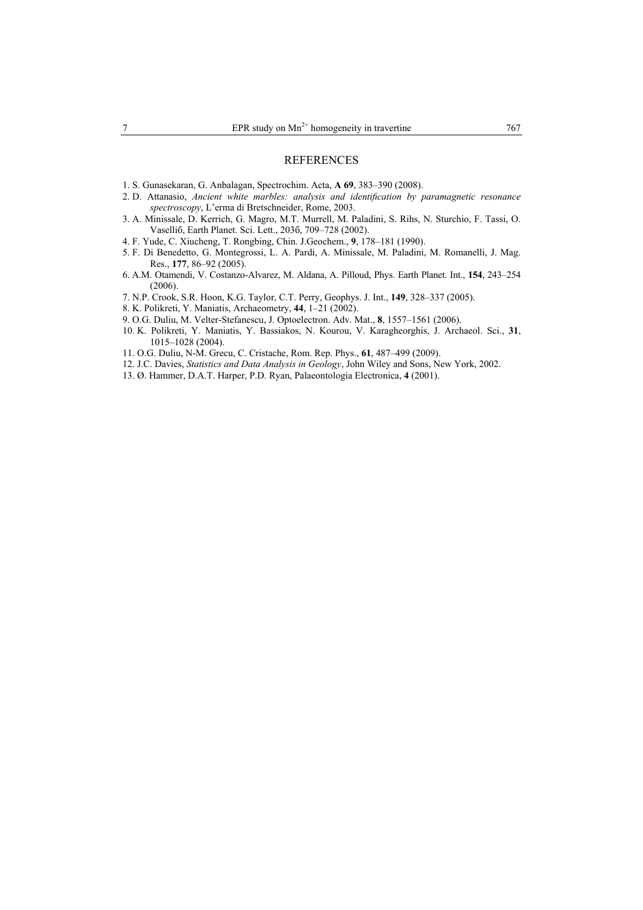## REFERENCES

1. S. Gunasekaran, G. Anbalagan, Spectrochim. Acta, **A 69**, 383–390 (2008).
2. D. Attanasio, *Ancient white marbles: analysis and identification by paramagnetic resonance spectroscopy*, L'erma di Bretschneider, Rome, 2003.
3. A. Minissale, D. Kerrich, G. Magro, M.T. Murrell, M. Paladini, S. Rihs, N. Sturchio, F. Tassi, O. Vasellió, Earth Planet. Sci. Lett., 203б, 709–728 (2002).
4. F. Yude, C. Xiucheng, T. Rongbing, Chin. J.Geochem., **9**, 178–181 (1990).
5. F. Di Benedetto, G. Montegrossi, L. A. Pardi, A. Minissale, M. Paladini, M. Romanelli, J. Mag. Res., **177**, 86–92 (2005).
6. A.M. Otamendi, V. Costanzo-Alvarez, M. Aldana, A. Pilloud, Phys. Earth Planet. Int., **154**, 243–254 (2006).
7. N.P. Crook, S.R. Hoon, K.G. Taylor, C.T. Perry, Geophys. J. Int., **149**, 328–337 (2005).
8. K. Polikreti, Y. Maniatis, Archaeometry, **44**, 1–21 (2002).
9. O.G. Duliu, M. Velter-Stefanescu, J. Optoelectron. Adv. Mat., **8**, 1557–1561 (2006).
10. K. Polikreti, Y. Maniatis, Y. Bassiakos, N. Kourou, V. Karagheorghis, J. Archaeol. Sci., **31**, 1015–1028 (2004).
11. O.G. Duliu, N-M. Grecu, C. Cristache, Rom. Rep. Phys., **61**, 487–499 (2009).
12. J.C. Davies, *Statistics and Data Analysis in Geology*, John Wiley and Sons, New York, 2002.
13. Ø. Hammer, D.A.T. Harper, P.D. Ryan, Palaeontologia Electronica, **4** (2001).